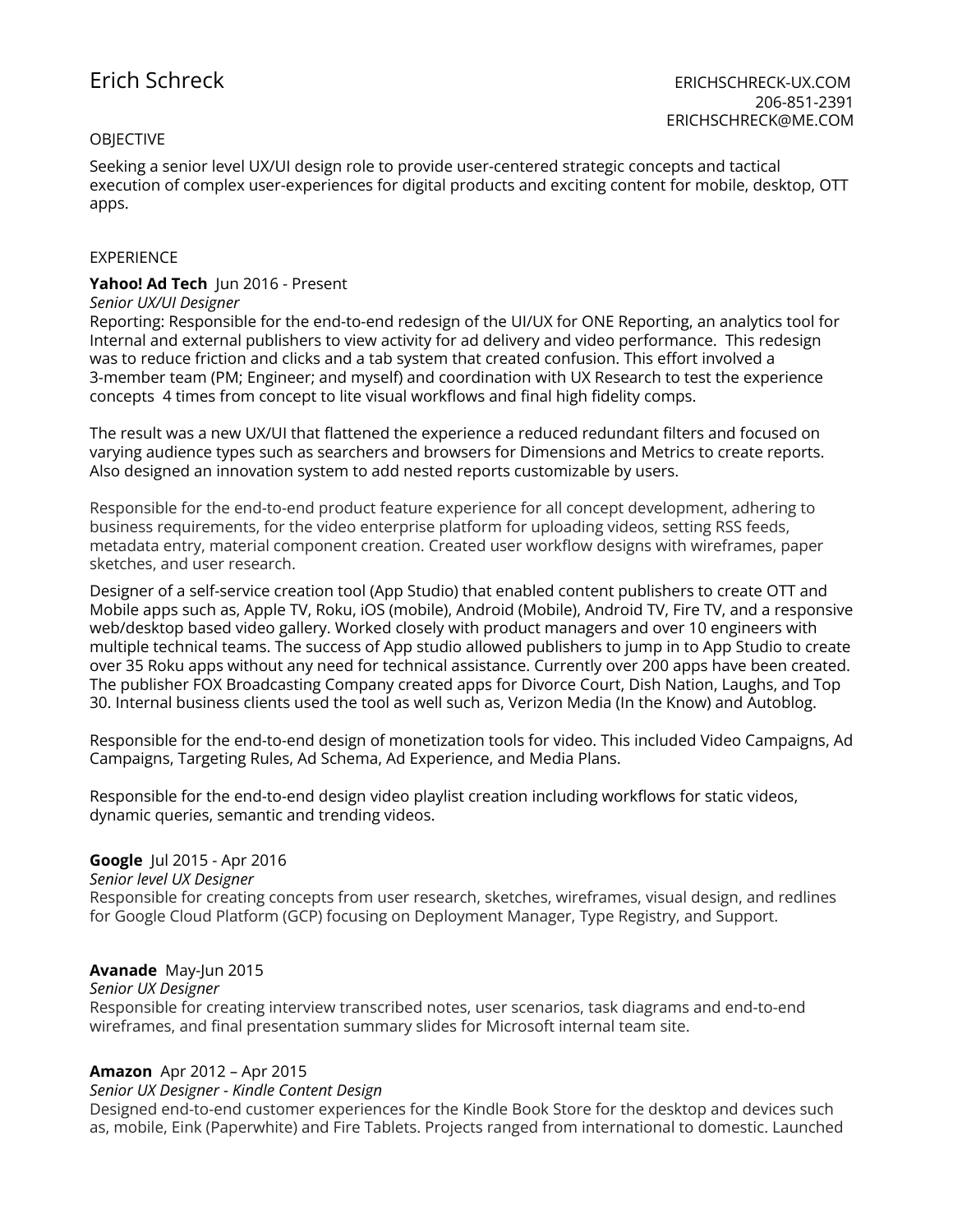# Erich Schreck

ERICHSCHRECK-UX.COM
206-851-2391
ERICHSCHRECK@ME.COM

## OBJECTIVE

Seeking a senior level UX/UI design role to provide user-centered strategic concepts and tactical execution of complex user-experiences for digital products and exciting content for mobile, desktop, OTT apps.

## EXPERIENCE

**Yahoo! Ad Tech** Jun 2016 - Present
*Senior UX/UI Designer*
Reporting: Responsible for the end-to-end redesign of the UI/UX for ONE Reporting, an analytics tool for Internal and external publishers to view activity for ad delivery and video performance. This redesign was to reduce friction and clicks and a tab system that created confusion. This effort involved a 3-member team (PM; Engineer; and myself) and coordination with UX Research to test the experience concepts 4 times from concept to lite visual workflows and final high fidelity comps.

The result was a new UX/UI that flattened the experience a reduced redundant filters and focused on varying audience types such as searchers and browsers for Dimensions and Metrics to create reports. Also designed an innovation system to add nested reports customizable by users.

Responsible for the end-to-end product feature experience for all concept development, adhering to business requirements, for the video enterprise platform for uploading videos, setting RSS feeds, metadata entry, material component creation. Created user workflow designs with wireframes, paper sketches, and user research.

Designer of a self-service creation tool (App Studio) that enabled content publishers to create OTT and Mobile apps such as, Apple TV, Roku, iOS (mobile), Android (Mobile), Android TV, Fire TV, and a responsive web/desktop based video gallery. Worked closely with product managers and over 10 engineers with multiple technical teams. The success of App studio allowed publishers to jump in to App Studio to create over 35 Roku apps without any need for technical assistance. Currently over 200 apps have been created. The publisher FOX Broadcasting Company created apps for Divorce Court, Dish Nation, Laughs, and Top 30. Internal business clients used the tool as well such as, Verizon Media (In the Know) and Autoblog.

Responsible for the end-to-end design of monetization tools for video. This included Video Campaigns, Ad Campaigns, Targeting Rules, Ad Schema, Ad Experience, and Media Plans.

Responsible for the end-to-end design video playlist creation including workflows for static videos, dynamic queries, semantic and trending videos.

**Google** Jul 2015 - Apr 2016
*Senior level UX Designer*
Responsible for creating concepts from user research, sketches, wireframes, visual design, and redlines for Google Cloud Platform (GCP) focusing on Deployment Manager, Type Registry, and Support.

**Avanade** May-Jun 2015
*Senior UX Designer*
Responsible for creating interview transcribed notes, user scenarios, task diagrams and end-to-end wireframes, and final presentation summary slides for Microsoft internal team site.

**Amazon** Apr 2012 – Apr 2015
*Senior UX Designer - Kindle Content Design*
Designed end-to-end customer experiences for the Kindle Book Store for the desktop and devices such as, mobile, Eink (Paperwhite) and Fire Tablets. Projects ranged from international to domestic. Launched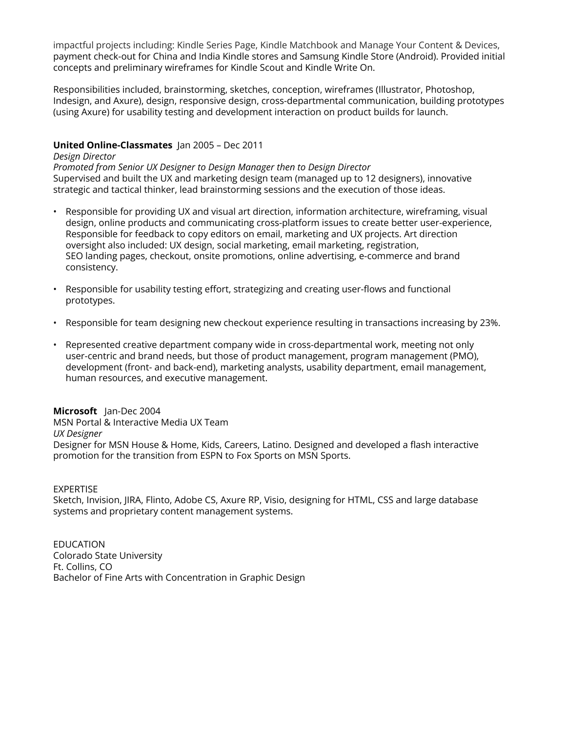impactful projects including: Kindle Series Page, Kindle Matchbook and Manage Your Content & Devices, payment check-out for China and India Kindle stores and Samsung Kindle Store (Android). Provided initial concepts and preliminary wireframes for Kindle Scout and Kindle Write On.

Responsibilities included, brainstorming, sketches, conception, wireframes (Illustrator, Photoshop, Indesign, and Axure), design, responsive design, cross-departmental communication, building prototypes (using Axure) for usability testing and development interaction on product builds for launch.

**United Online-Classmates** Jan 2005 – Dec 2011
*Design Director*
*Promoted from Senior UX Designer to Design Manager then to Design Director*
Supervised and built the UX and marketing design team (managed up to 12 designers), innovative strategic and tactical thinker, lead brainstorming sessions and the execution of those ideas.

- Responsible for providing UX and visual art direction, information architecture, wireframing, visual design, online products and communicating cross-platform issues to create better user-experience, Responsible for feedback to copy editors on email, marketing and UX projects. Art direction oversight also included: UX design, social marketing, email marketing, registration, SEO landing pages, checkout, onsite promotions, online advertising, e-commerce and brand consistency.

- Responsible for usability testing effort, strategizing and creating user-flows and functional prototypes.

- Responsible for team designing new checkout experience resulting in transactions increasing by 23%.

- Represented creative department company wide in cross-departmental work, meeting not only user-centric and brand needs, but those of product management, program management (PMO), development (front- and back-end), marketing analysts, usability department, email management, human resources, and executive management.

**Microsoft** Jan-Dec 2004
MSN Portal & Interactive Media UX Team
*UX Designer*
Designer for MSN House & Home, Kids, Careers, Latino. Designed and developed a flash interactive promotion for the transition from ESPN to Fox Sports on MSN Sports.

EXPERTISE
Sketch, Invision, JIRA, Flinto, Adobe CS, Axure RP, Visio, designing for HTML, CSS and large database systems and proprietary content management systems.

EDUCATION
Colorado State University
Ft. Collins, CO
Bachelor of Fine Arts with Concentration in Graphic Design